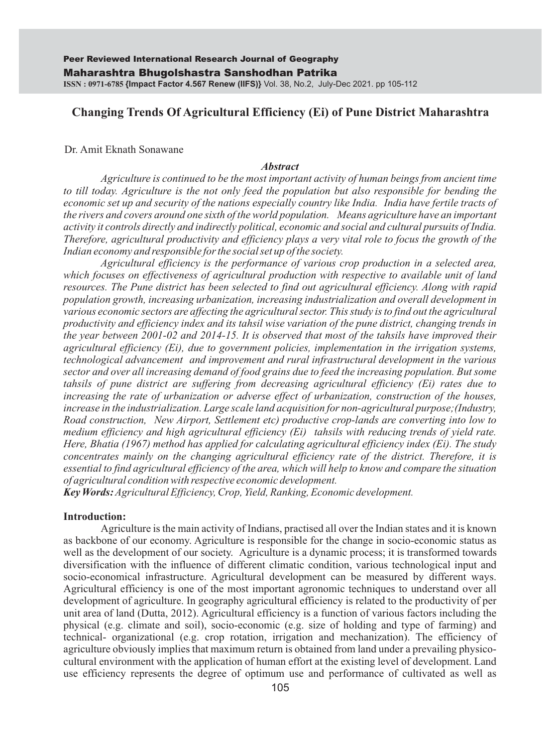# Changing Trends Of Agricultural Efficiency (Ei) of Pune District Maharashtra

Dr. Amit Eknath Sonawane

### *Abstract*

*Agriculture is continued to be the most important activity of human beings from ancient time to till today. Agriculture is the not only feed the population but also responsible for bending the economic set up and security of the nations especially country like India. India have fertile tracts of the rivers and covers around one sixth of the world population. Means agriculture have an important activity it controls directly and indirectly political, economic and social and cultural pursuits of India. Therefore, agricultural productivity and efficiency plays a very vital role to focus the growth of the Indian economy and responsible for the social set up of the society.*

*Agricultural efficiency is the performance of various crop production in a selected area, which focuses on effectiveness of agricultural production with respective to available unit of land resources. The Pune district has been selected to find out agricultural efficiency. Along with rapid population growth, increasing urbanization, increasing industrialization and overall development in various economic sectors are affecting the agricultural sector. This study is to find out the agricultural productivity and efficiency index and its tahsil wise variation of the pune district, changing trends in the year between 2001-02 and 2014-15. It is observed that most of the tahsils have improved their agricultural efficiency (Ei), due to government policies, implementation in the irrigation systems, technological advancement and improvement and rural infrastructural development in the various sector and over all increasing demand of food grains due to feed the increasing population. But some tahsils of pune district are suffering from decreasing agricultural efficiency (Ei) rates due to increasing the rate of urbanization or adverse effect of urbanization, construction of the houses, increase in the industrialization. Large scale land acquisition for non-agricultural purpose;(Industry, Road construction, New Airport, Settlement etc) productive crop-lands are converting into low to medium efficiency and high agricultural efficiency (Ei) tahsils with reducing trends of yield rate. Here, Bhatia (1967) method has applied for calculating agricultural efficiency index (Ei). The study concentrates mainly on the changing agricultural efficiency rate of the district. Therefore, it is essential to find agricultural efficiency of the area, which will help to know and compare the situation of agricultural condition with respective economic development.*

***Key Words:*** *Agricultural Efficiency, Crop, Yield, Ranking, Economic development.*

**Introduction:**

Agriculture is the main activity of Indians, practised all over the Indian states and it is known as backbone of our economy. Agriculture is responsible for the change in socio-economic status as well as the development of our society. Agriculture is a dynamic process; it is transformed towards diversification with the influence of different climatic condition, various technological input and socio-economical infrastructure. Agricultural development can be measured by different ways. Agricultural efficiency is one of the most important agronomic techniques to understand over all development of agriculture. In geography agricultural efficiency is related to the productivity of per unit area of land (Dutta, 2012). Agricultural efficiency is a function of various factors including the physical (e.g. climate and soil), socio-economic (e.g. size of holding and type of farming) and technical- organizational (e.g. crop rotation, irrigation and mechanization). The efficiency of agriculture obviously implies that maximum return is obtained from land under a prevailing physico-cultural environment with the application of human effort at the existing level of development. Land use efficiency represents the degree of optimum use and performance of cultivated as well as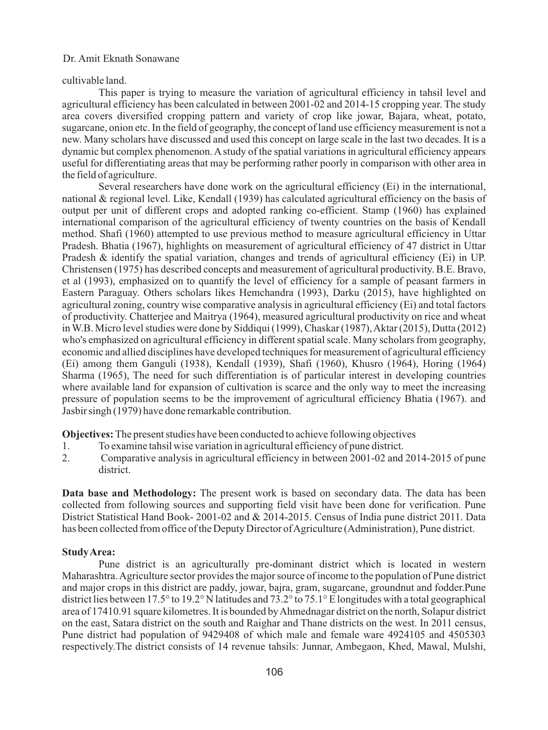cultivable land.

This paper is trying to measure the variation of agricultural efficiency in tahsil level and agricultural efficiency has been calculated in between 2001-02 and 2014-15 cropping year. The study area covers diversified cropping pattern and variety of crop like jowar, Bajara, wheat, potato, sugarcane, onion etc. In the field of geography, the concept of land use efficiency measurement is not a new. Many scholars have discussed and used this concept on large scale in the last two decades. It is a dynamic but complex phenomenon. A study of the spatial variations in agricultural efficiency appears useful for differentiating areas that may be performing rather poorly in comparison with other area in the field of agriculture.

Several researchers have done work on the agricultural efficiency (Ei) in the international, national & regional level. Like, Kendall (1939) has calculated agricultural efficiency on the basis of output per unit of different crops and adopted ranking co-efficient. Stamp (1960) has explained international comparison of the agricultural efficiency of twenty countries on the basis of Kendall method. Shafi (1960) attempted to use previous method to measure agricultural efficiency in Uttar Pradesh. Bhatia (1967), highlights on measurement of agricultural efficiency of 47 district in Uttar Pradesh & identify the spatial variation, changes and trends of agricultural efficiency (Ei) in UP. Christensen (1975) has described concepts and measurement of agricultural productivity. B.E. Bravo, et al (1993), emphasized on to quantify the level of efficiency for a sample of peasant farmers in Eastern Paraguay. Others scholars likes Hemchandra (1993), Darku (2015), have highlighted on agricultural zoning, country wise comparative analysis in agricultural efficiency (Ei) and total factors of productivity. Chatterjee and Maitrya (1964), measured agricultural productivity on rice and wheat in W.B. Micro level studies were done by Siddiqui (1999), Chaskar (1987), Aktar (2015), Dutta (2012) who's emphasized on agricultural efficiency in different spatial scale. Many scholars from geography, economic and allied disciplines have developed techniques for measurement of agricultural efficiency (Ei) among them Ganguli (1938), Kendall (1939), Shafi (1960), Khusro (1964), Horing (1964) Sharma (1965), The need for such differentiation is of particular interest in developing countries where available land for expansion of cultivation is scarce and the only way to meet the increasing pressure of population seems to be the improvement of agricultural efficiency Bhatia (1967). and Jasbir singh (1979) have done remarkable contribution.

**Objectives:** The present studies have been conducted to achieve following objectives

1. To examine tahsil wise variation in agricultural efficiency of pune district.
2. Comparative analysis in agricultural efficiency in between 2001-02 and 2014-2015 of pune district.

**Data base and Methodology:** The present work is based on secondary data. The data has been collected from following sources and supporting field visit have been done for verification. Pune District Statistical Hand Book- 2001-02 and & 2014-2015. Census of India pune district 2011. Data has been collected from office of the Deputy Director of Agriculture (Administration), Pune district.

**Study Area:**

Pune district is an agriculturally pre-dominant district which is located in western Maharashtra. Agriculture sector provides the major source of income to the population of Pune district and major crops in this district are paddy, jowar, bajra, gram, sugarcane, groundnut and fodder.Pune district lies between 17.5° to 19.2° N latitudes and 73.2° to 75.1° E longitudes with a total geographical area of 17410.91 square kilometres. It is bounded by Ahmednagar district on the north, Solapur district on the east, Satara district on the south and Raighar and Thane districts on the west. In 2011 census, Pune district had population of 9429408 of which male and female ware 4924105 and 4505303 respectively.The district consists of 14 revenue tahsils: Junnar, Ambegaon, Khed, Mawal, Mulshi,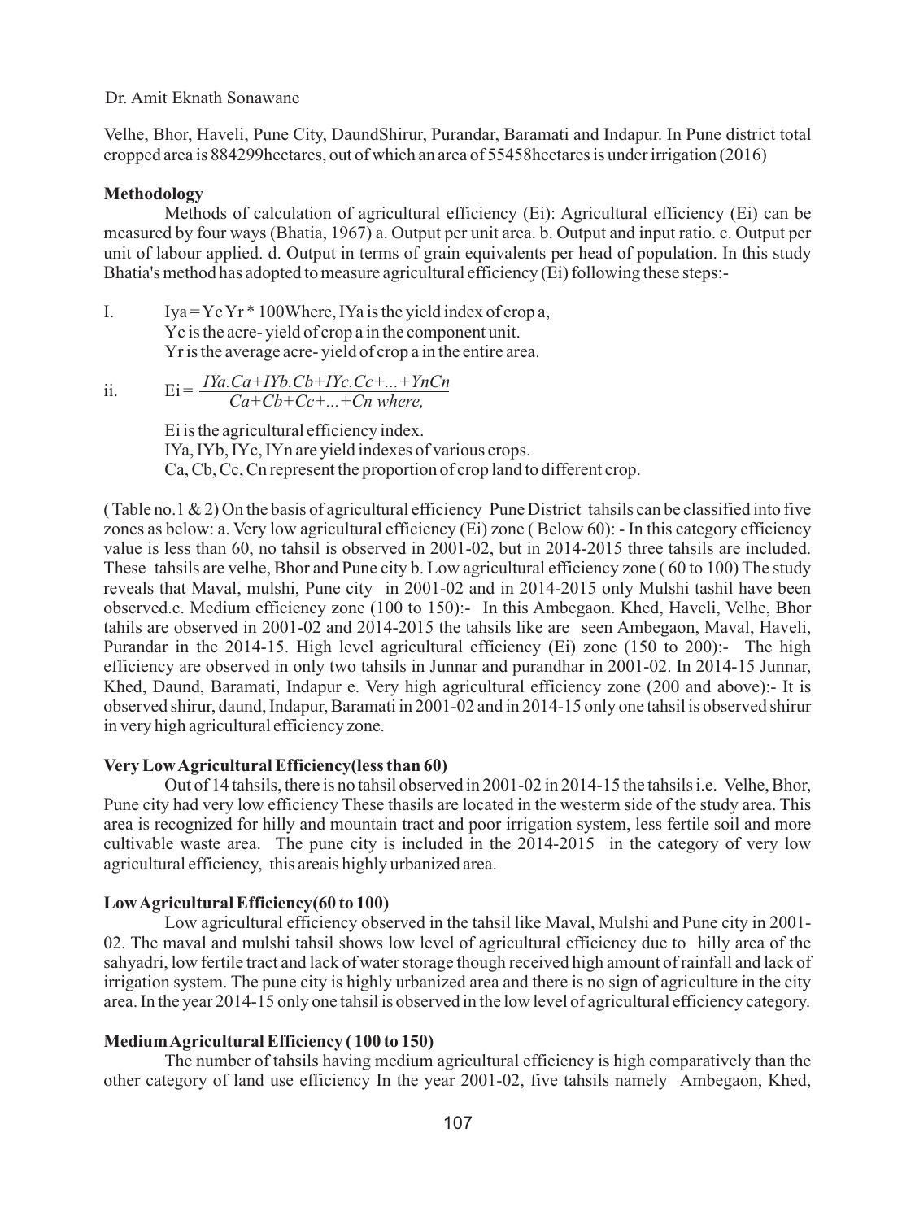Velhe, Bhor, Haveli, Pune City, DaundShirur, Purandar, Baramati and Indapur. In Pune district total cropped area is 884299hectares, out of which an area of 55458hectares is under irrigation (2016)

**Methodology**

Methods of calculation of agricultural efficiency (Ei): Agricultural efficiency (Ei) can be measured by four ways (Bhatia, 1967) a. Output per unit area. b. Output and input ratio. c. Output per unit of labour applied. d. Output in terms of grain equivalents per head of population. In this study Bhatia's method has adopted to measure agricultural efficiency (Ei) following these steps:-

I. $Iya = Yc\, Yr * 100$Where, IYa is the yield index of crop a,
Yc is the acre- yield of crop a in the component unit.
Yr is the average acre- yield of crop a in the entire area.

ii. $$Ei = \frac{IYa.Ca+IYb.Cb+IYc.Cc+...+YnCn}{Ca+Cb+Cc+...+Cn \text{ where,}}$$

Ei is the agricultural efficiency index.
IYa, IYb, IYc, IYn are yield indexes of various crops.
Ca, Cb, Cc, Cn represent the proportion of crop land to different crop.

( Table no.1 & 2) On the basis of agricultural efficiency Pune District tahsils can be classified into five zones as below: a. Very low agricultural efficiency (Ei) zone ( Below 60): - In this category efficiency value is less than 60, no tahsil is observed in 2001-02, but in 2014-2015 three tahsils are included. These tahsils are velhe, Bhor and Pune city b. Low agricultural efficiency zone ( 60 to 100) The study reveals that Maval, mulshi, Pune city in 2001-02 and in 2014-2015 only Mulshi tashil have been observed.c. Medium efficiency zone (100 to 150):- In this Ambegaon. Khed, Haveli, Velhe, Bhor tahils are observed in 2001-02 and 2014-2015 the tahsils like are seen Ambegaon, Maval, Haveli, Purandar in the 2014-15. High level agricultural efficiency (Ei) zone (150 to 200):- The high efficiency are observed in only two tahsils in Junnar and purandhar in 2001-02. In 2014-15 Junnar, Khed, Daund, Baramati, Indapur e. Very high agricultural efficiency zone (200 and above):- It is observed shirur, daund, Indapur, Baramati in 2001-02 and in 2014-15 only one tahsil is observed shirur in very high agricultural efficiency zone.

### Very Low Agricultural Efficiency(less than 60)

Out of 14 tahsils, there is no tahsil observed in 2001-02 in 2014-15 the tahsils i.e. Velhe, Bhor, Pune city had very low efficiency These thasils are located in the westerm side of the study area. This area is recognized for hilly and mountain tract and poor irrigation system, less fertile soil and more cultivable waste area. The pune city is included in the 2014-2015 in the category of very low agricultural efficiency, this areais highly urbanized area.

### Low Agricultural Efficiency(60 to 100)

Low agricultural efficiency observed in the tahsil like Maval, Mulshi and Pune city in 2001-02. The maval and mulshi tahsil shows low level of agricultural efficiency due to hilly area of the sahyadri, low fertile tract and lack of water storage though received high amount of rainfall and lack of irrigation system. The pune city is highly urbanized area and there is no sign of agriculture in the city area. In the year 2014-15 only one tahsil is observed in the low level of agricultural efficiency category.

### Medium Agricultural Efficiency ( 100 to 150)

The number of tahsils having medium agricultural efficiency is high comparatively than the other category of land use efficiency In the year 2001-02, five tahsils namely Ambegaon, Khed,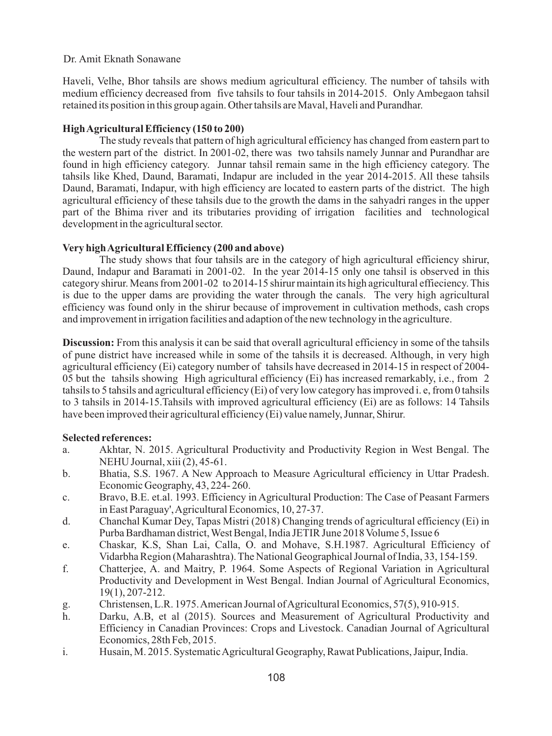Haveli, Velhe, Bhor tahsils are shows medium agricultural efficiency. The number of tahsils with medium efficiency decreased from five tahsils to four tahsils in 2014-2015. Only Ambegaon tahsil retained its position in this group again. Other tahsils are Maval, Haveli and Purandhar.

**High Agricultural Efficiency (150 to 200)**

The study reveals that pattern of high agricultural efficiency has changed from eastern part to the western part of the district. In 2001-02, there was two tahsils namely Junnar and Purandhar are found in high efficiency category. Junnar tahsil remain same in the high efficiency category. The tahsils like Khed, Daund, Baramati, Indapur are included in the year 2014-2015. All these tahsils Daund, Baramati, Indapur, with high efficiency are located to eastern parts of the district. The high agricultural efficiency of these tahsils due to the growth the dams in the sahyadri ranges in the upper part of the Bhima river and its tributaries providing of irrigation facilities and technological development in the agricultural sector.

**Very high Agricultural Efficiency (200 and above)**

The study shows that four tahsils are in the category of high agricultural efficiency shirur, Daund, Indapur and Baramati in 2001-02. In the year 2014-15 only one tahsil is observed in this category shirur. Means from 2001-02 to 2014-15 shirur maintain its high agricultural effieciency. This is due to the upper dams are providing the water through the canals. The very high agricultural efficiency was found only in the shirur because of improvement in cultivation methods, cash crops and improvement in irrigation facilities and adaption of the new technology in the agriculture.

**Discussion:** From this analysis it can be said that overall agricultural efficiency in some of the tahsils of pune district have increased while in some of the tahsils it is decreased. Although, in very high agricultural efficiency (Ei) category number of tahsils have decreased in 2014-15 in respect of 2004-05 but the tahsils showing High agricultural efficiency (Ei) has increased remarkably, i.e., from 2 tahsils to 5 tahsils and agricultural efficiency (Ei) of very low category has improved i. e, from 0 tahsils to 3 tahsils in 2014-15.Tahsils with improved agricultural efficiency (Ei) are as follows: 14 Tahsils have been improved their agricultural efficiency (Ei) value namely, Junnar, Shirur.

**Selected references:**

a. Akhtar, N. 2015. Agricultural Productivity and Productivity Region in West Bengal. The NEHU Journal, xiii (2), 45-61.

b. Bhatia, S.S. 1967. A New Approach to Measure Agricultural efficiency in Uttar Pradesh. Economic Geography, 43, 224- 260.

c. Bravo, B.E. et.al. 1993. Efficiency in Agricultural Production: The Case of Peasant Farmers in East Paraguay', Agricultural Economics, 10, 27-37.

d. Chanchal Kumar Dey, Tapas Mistri (2018) Changing trends of agricultural efficiency (Ei) in Purba Bardhaman district, West Bengal, India JETIR June 2018 Volume 5, Issue 6

e. Chaskar, K.S, Shan Lai, Calla, O. and Mohave, S.H.1987. Agricultural Efficiency of Vidarbha Region (Maharashtra). The National Geographical Journal of India, 33, 154-159.

f. Chatterjee, A. and Maitry, P. 1964. Some Aspects of Regional Variation in Agricultural Productivity and Development in West Bengal. Indian Journal of Agricultural Economics, 19(1), 207-212.

g. Christensen, L.R. 1975. American Journal of Agricultural Economics, 57(5), 910-915.

h. Darku, A.B, et al (2015). Sources and Measurement of Agricultural Productivity and Efficiency in Canadian Provinces: Crops and Livestock. Canadian Journal of Agricultural Economics, 28th Feb, 2015.

i. Husain, M. 2015. Systematic Agricultural Geography, Rawat Publications, Jaipur, India.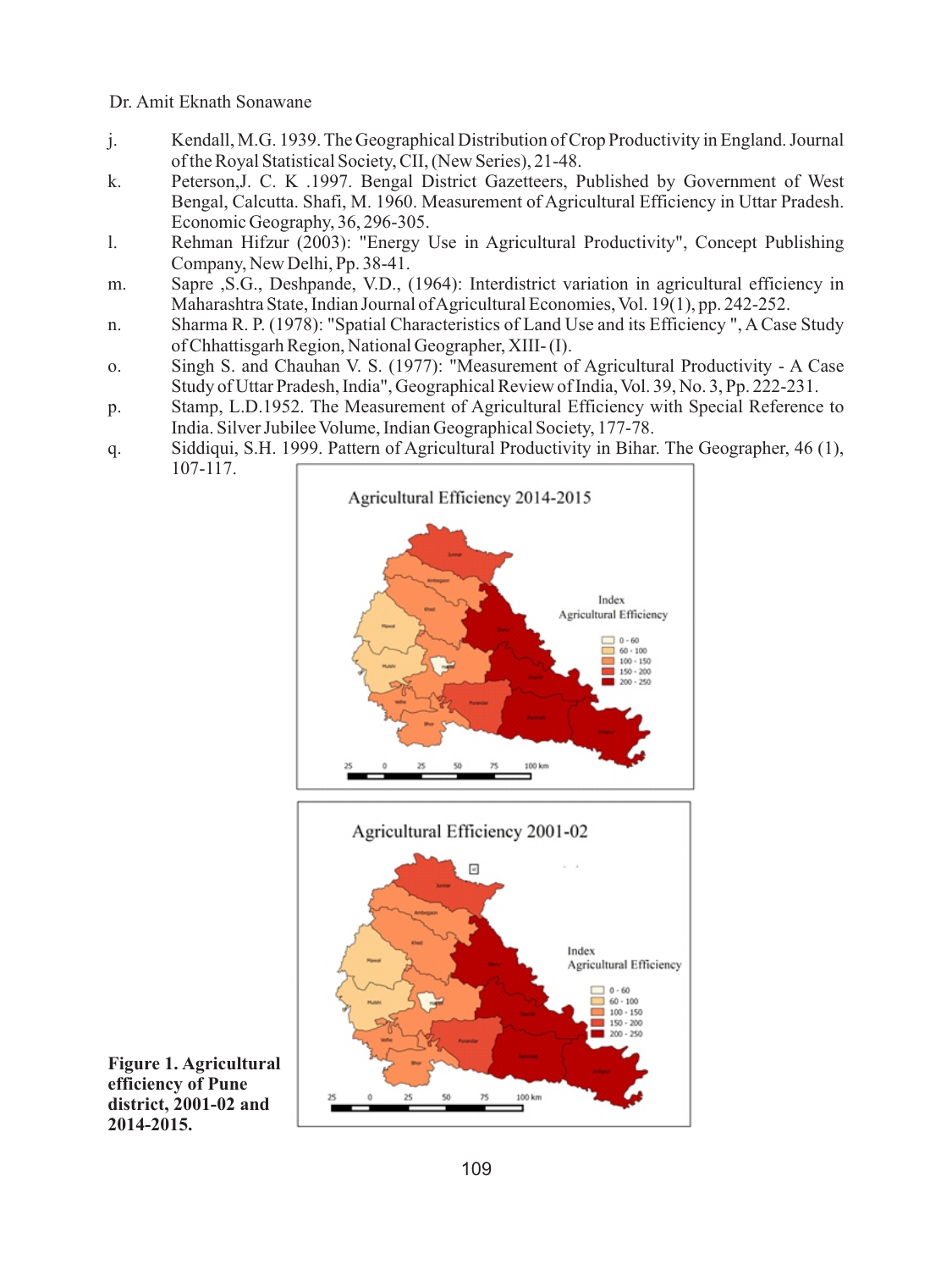j. Kendall, M.G. 1939. The Geographical Distribution of Crop Productivity in England. Journal of the Royal Statistical Society, CII, (New Series), 21-48.

k. Peterson,J. C. K .1997. Bengal District Gazetteers, Published by Government of West Bengal, Calcutta. Shafi, M. 1960. Measurement of Agricultural Efficiency in Uttar Pradesh. Economic Geography, 36, 296-305.

l. Rehman Hifzur (2003): "Energy Use in Agricultural Productivity", Concept Publishing Company, New Delhi, Pp. 38-41.

m. Sapre ,S.G., Deshpande, V.D., (1964): Interdistrict variation in agricultural efficiency in Maharashtra State, Indian Journal of Agricultural Economies, Vol. 19(1), pp. 242-252.

n. Sharma R. P. (1978): "Spatial Characteristics of Land Use and its Efficiency ", A Case Study of Chhattisgarh Region, National Geographer, XIII- (I).

o. Singh S. and Chauhan V. S. (1977): "Measurement of Agricultural Productivity - A Case Study of Uttar Pradesh, India", Geographical Review of India, Vol. 39, No. 3, Pp. 222-231.

p. Stamp, L.D.1952. The Measurement of Agricultural Efficiency with Special Reference to India. Silver Jubilee Volume, Indian Geographical Society, 177-78.

q. Siddiqui, S.H. 1999. Pattern of Agricultural Productivity in Bihar. The Geographer, 46 (1), 107-117.

**Figure 1. Agricultural efficiency of Pune district, 2001-02 and 2014-2015.**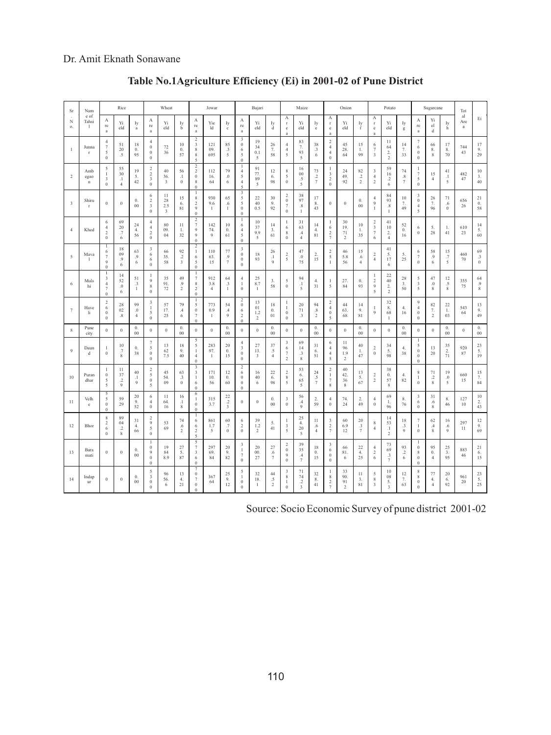## Table No.1 Agriculture Efficiency (Ei) in 2001-02 of Pune District

| Sr. No. | Name of Tahsil | Rice | | | Wheat | | | Jowar | | | Bajari | | | Maize | | | Onion | | | Potato | | | Sugarcane | | | Total Area | Ei |
|---|---|---|---|---|---|---|---|---|---|---|---|---|---|---|---|---|---|---|---|---|---|---|---|---|---|---|---|
| | | Area | Yield | Iya | Area | Yield | Iyb | Area | Yield | Iyc | Area | Yield | Iyd | Area | Yield | Iye | Area | Yield | Iyf | Area | Yield | Iyg | Area | Yield | Iyh | | |
| 1 | Junnar | 4750 | 5120.5 | 180.95 | 4000 | 7236 | 100.57 | 23885 | 12109.695 | 85.35 | 30650 | 19340.15 | 267.58 | 445 | 837.935 | 38.36 | 2440 | 4528.64 | 151.99 | 673 | 11642.2 | 147.33 | 7600 | 668.8 | 178.70 | 74443 | 179.29 |
| 2 | Ambegaon | 5130 | 5530.14 | 195.42 | 2230 | 4036.3 | 56.10 | 22080 | 11216.64 | 79.06 | 14545 | 9177.895 | 126.98 | 850 | 1600.5 | 73.27 | 1320 | 2449.92 | 82.22 | 342 | 5916.26 | 74.87 | 1750 | 154 | 41.15 | 48247 | 103.40 |
| 3 | Shirur | 0 | 0 | 0.00 | 6230 | 11282.53 | 156.81 | 18290 | 9309.61 | 65.61 | 35550 | 22400.5 | 309.92 | 2070 | 3897.81 | 178.43 | 0 | 0 | 0.00 | 491 | 8493.81 | 107.49 | 3045 | 267.96 | 71.60 | 65626 | 210.58 |
| 4 | Khed | 6420 | 6920.76 | 244.56 | 4420 | 8009.04 | 111.32 | 27990 | 14274.9 | 100.61 | 16450 | 10379.95 | 143.61 | 1680 | 3163.44 | 144.81 | 1627 | 3019.712 | 101.35 | 2376 | 41102.4 | 520.16 | 60 | 5.28 | 1.41 | 61023 | 145.60 |
| 5 | Maval | 16790 | 1809.96 | 63.96 | 3660 | 6635.58 | 92.23 | 21650 | 11063.15 | 77.97 | 3000 | 1893 | 26.19 | 25 | 47.075 | 2.15 | 251 | 465.856 | 15.64 | 24 | 415.176 | 5.25 | 670 | 58.96 | 15.75 | 46070 | 69.30 |
| 6 | Mulshi | 13470 | 1452.06 | 51.31 | 1980 | 3591.72 | 49.92 | 17820 | 9123.84 | 64.31 | 410 | 258.71 | 3.58 | 50 | 94.15 | 4.31 | 15 | 27.84 | 0.93 | 1295 | 22402.2 | 283.50 | 535 | 47.08 | 12.58 | 35575 | 64.98 |
| 7 | Haveli | 2600 | 2802.8 | 99.04 | 3150 | 5717.25 | 79.46 | 15070 | 7730.91 | 54.49 | 20620 | 13011.22 | 180.01 | 1100 | 2071.3 | 94.82 | 2405 | 4463.68 | 149.81 | 19 | 328.681 | 4.16 | 9400 | 827.2 | 221.03 | 54364 | 139.49 |
| 8 | Pune city | 0 | 0 | 0.00 | 0 | 0 | 0.00 | 0 | 0 | 0.00 | 0 | 0 | 0.00 | 0 | 0 | 0.00 | 0 | 0 | 0.00 | 0 | 0 | 0.00 | 0 | 0 | 0.00 | 0 | 0.00 |
| 9 | Daund | 10 | 10.78 | 0.38 | 7500 | 13627.5 | 189.40 | 55140 | 28397.1 | 200.15 | 4300 | 2713.3 | 37.54 | 3672 | 6914.38 | 316.51 | 6445 | 11961.92 | 401.47 | 20 | 345.98 | 4.38 | 15000 | 1320 | 352.71 | 92087 | 235.19 |
| 10 | Purandhar | 1055 | 1137.29 | 40.19 | 2505 | 4554.09 | 63.30 | 33160 | 17110.56 | 120.60 | 26000 | 16406 | 226.98 | 285 | 536.655 | 24.57 | 2178 | 4042.368 | 135.67 | 22 | 380.578 | 4.82 | 810 | 71.28 | 19.05 | 66015 | 157.84 |
| 11 | Velhe | 5500 | 5929 | 209.52 | 640 | 1164.16 | 16.18 | 6100 | 3153.7 | 22.23 | 0 | 0 | 0.00 | 30 | 56.49 | 2.59 | 40 | 74.24 | 2.49 | 40 | 691.96 | 8.76 | 360 | 31.68 | 8.46 | 12710 | 102.43 |
| 12 | Bhor | 8260 | 8904.28 | 314.66 | 2950 | 5369 | 74.62 | 16625 | 8611.75 | 60.70 | 620 | 391.2 | 5.41 | 135 | 254.205 | 11.64 | 327 | 606.912 | 20.37 | 84 | 1453.2 | 18.39 | 710 | 62.48 | 16.69 | 29711 | 129.69 |
| 13 | Baramati | 0 | 0 | 0.00 | 10900 | 19848.9 | 275.87 | 57360 | 29769.84 | 209.82 | 3170 | 2000.27 | 27.67 | 2090 | 3935.47 | 180.15 | 3600 | 6681.6 | 224.25 | 426 | 7369.37 | 93.26 | 10800 | 950.4 | 253.95 | 88346 | 216.15 |
| 14 | Indapur | 0 | 0 | 0.00 | 5300 | 9656.6 | 134.21 | 70700 | 36764 | 259.12 | 5100 | 3218.1 | 44.52 | 3810 | 7174.23 | 328.41 | 1827 | 3390.912 | 113.81 | 583 | 10085.3 | 127.63 | 8800 | 774.4 | 206.92 | 96120 | 235.25 |

Source: Socio Economic Survey of pune district 2001-02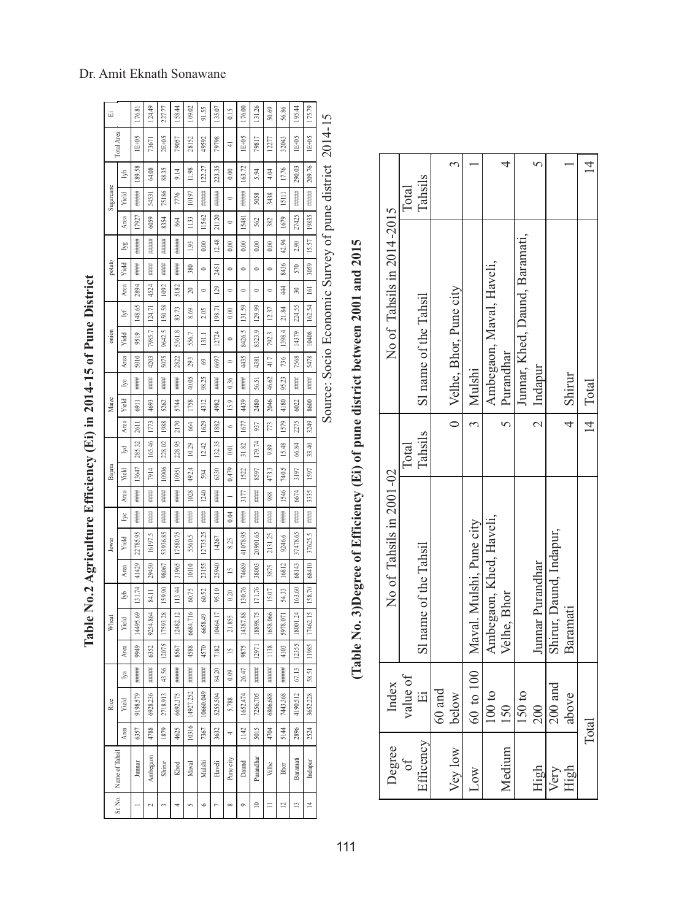## Table No.2 Agriculture Efficiency (Ei) in 2014-15 of Pune District

| Sr. No. | Name of Tahsil | Rice | | | Wheat | | | Jowar | | | Bajara | | | Maize | | | onion | | | potato | | | Sugarcane | | | Total Area | Ei |
|---|---|---|---|---|---|---|---|---|---|---|---|---|---|---|---|---|---|---|---|---|---|---|---|---|---|---|---|
| | | Area | Yield | Iya | Area | Yield | Iyb | Area | Yield | Iyc | Area | Yield | Iyd | Area | Yield | Iye | Area | Yield | Iyf | Area | Yield | Iyg | Area | Yield | Iyh | | |
| 1 | Junnar | 6357 | 9198.579 | ##### | 9949 | 14495.69 | 131.74 | 41429 | 22785.95 | #### | #### | 13647 | 285.32 | 2611 | 6911 | #### | 5010 | 9519 | 148.65 | 2894 | #### | ##### | 17927 | ##### | 189.58 | 1E+05 | 176.81 |
| 2 | Ambegaon | 4788 | 6928.236 | ##### | 6352 | 9254.864 | 84.11 | 29450 | 16197.5 | #### | #### | 7914 | 165.46 | 1773 | 4693 | #### | 4203 | 7985.7 | 124.71 | 4524 | #### | ##### | 6059 | 54531 | 64.08 | 73671 | 124.49 |
| 3 | Shirur | 1879 | 2718.913 | 43.56 | 12075 | 17593.28 | 159.90 | 98067 | 53936.85 | #### | #### | 10906 | 228.02 | 1988 | 5262 | #### | 5075 | 9642.5 | 150.58 | 1092 | #### | ##### | 8354 | 75186 | 88.35 | 2E+05 | 227.77 |
| 4 | Khed | 4625 | 6692.375 | ##### | 8567 | 12482.12 | 113.44 | 31965 | 17580.75 | #### | #### | 10951 | 228.95 | 2170 | 5744 | #### | 2822 | 5361.8 | 83.73 | 5182 | #### | ##### | 864 | 7776 | 9.14 | 79057 | 158.44 |
| 5 | Maval | 10316 | 14927.252 | ##### | 4588 | 6684.716 | 60.75 | 10110 | 5560.5 | #### | 1028 | 492.4 | 10.29 | 664 | 1758 | 40.05 | 293 | 556.7 | 8.69 | 20 | 380 | 1.93 | 1133 | 10197 | 11.98 | 28152 | 109.02 |
| 6 | Mulshi | 7367 | 10660.049 | ##### | 4570 | 6658.49 | 60.52 | 23155 | 12735.25 | #### | 1240 | 594 | 12.42 | 1629 | 4312 | 98.25 | 69 | 131.1 | 2.05 | 0 | 0 | 0.00 | 11562 | ##### | 122.27 | 49592 | 91.55 |
| 7 | Haveli | 3632 | 5255.504 | 84.20 | 7182 | 10464.17 | 95.10 | 25940 | 14267 | #### | #### | 6330 | 132.35 | 1882 | 4982 | #### | 6697 | 12724 | 198.71 | 129 | 2451 | 12.48 | 21120 | ##### | 223.35 | 79798 | 135.07 |
| 8 | Pune city | 4 | 5.788 | 0.09 | 15 | 21.855 | 0.20 | 15 | 8.25 | 0.04 | 1 | 0.479 | 0.01 | 6 | 15.9 | 0.36 | 0 | 0 | 0.00 | 0 | 0 | 0.00 | 0 | 0 | 0.00 | 41 | 0.15 |
| 9 | Daund | 1142 | 1652.474 | 26.47 | 9875 | 14387.88 | 130.76 | 74689 | 41078.95 | #### | 3177 | 1522 | 31.82 | 1677 | 4439 | #### | 4435 | 8426.5 | 131.59 | 0 | 0 | 0.00 | 15481 | ##### | 163.72 | 1E+05 | 176.00 |
| 10 | Purandhar | 5015 | 7256.705 | ##### | 12971 | 18898.75 | 171.76 | 38003 | 20901.65 | #### | #### | 8597 | 179.74 | 937 | 2480 | 56.51 | 4381 | 8323.9 | 129.99 | 0 | 0 | 0.00 | 562 | 5058 | 5.94 | 79817 | 131.26 |
| 11 | Velhe | 4704 | 6806.688 | ##### | 1138 | 1658.066 | 15.07 | 3875 | 2131.25 | #### | 988 | 473.3 | 9.89 | 773 | 2046 | 46.62 | 417 | 792.3 | 12.37 | 0 | 0 | 0.00 | 382 | 3438 | 4.04 | 12277 | 50.69 |
| 12 | Bhor | 5144 | 7443.368 | ##### | 4103 | 5978.071 | 54.33 | 16812 | 9246.6 | #### | 1546 | 740.5 | 15.48 | 1579 | 4180 | 95.23 | 736 | 1398.4 | 21.84 | 444 | 8436 | 42.94 | 1679 | 15111 | 17.76 | 32043 | 56.86 |
| 13 | Baramati | 2896 | 4190.512 | 67.13 | 12355 | 18001.24 | 163.60 | 68143 | 37478.65 | #### | 6674 | 3197 | 66.84 | 2275 | 6022 | #### | 7568 | 14379 | 224.55 | 30 | 570 | 2.90 | 27425 | ##### | 290.03 | 1E+05 | 195.44 |
| 14 | Indapur | 2524 | 3652.228 | 58.51 | 11985 | 17462.15 | 158.70 | 68410 | 37625.5 | #### | 3335 | 1597 | 33.40 | 3249 | 8600 | #### | 5478 | 10408 | 162.54 | 161 | 3059 | 15.57 | 19835 | ##### | 209.76 | 1E+05 | 175.79 |

Source: Socio Economic Survey of pune district 2014-15

## (Table No. 3)Degree of Efficiency (Ei) of pune district between 2001 and 2015

| Degree of Efficency | Index value of Ei | No of Tahsils in 2001-02 | | No of Tahsils in 2014-2015 | |
|---|---|---|---|---|---|
| | | Sl name of the Tahsil | Total Tahsils | Sl name of the Tahsil | Total Tahsils |
| Vey low | 60 and below | | 0 | Velhe, Bhor, Pune city | 3 |
| Low | 60 to 100 | Maval. Mulshi, Pune city | 3 | Mulshi | 1 |
| Medium | 100 to 150 | Ambegaon, Khed, Haveli, Velhe, Bhor | 5 | Ambegaon, Maval, Haveli, Purandhar | 4 |
| High | 150 to 200 | Junnar Purandhar | 2 | Junnar, Khed, Daund, Baramati, Indapur | 5 |
| Very High | 200 and above | Shirur, Daund, Indapur, Baramati | 4 | Shirur | 1 |
| Total | | | 14 | Total | 14 |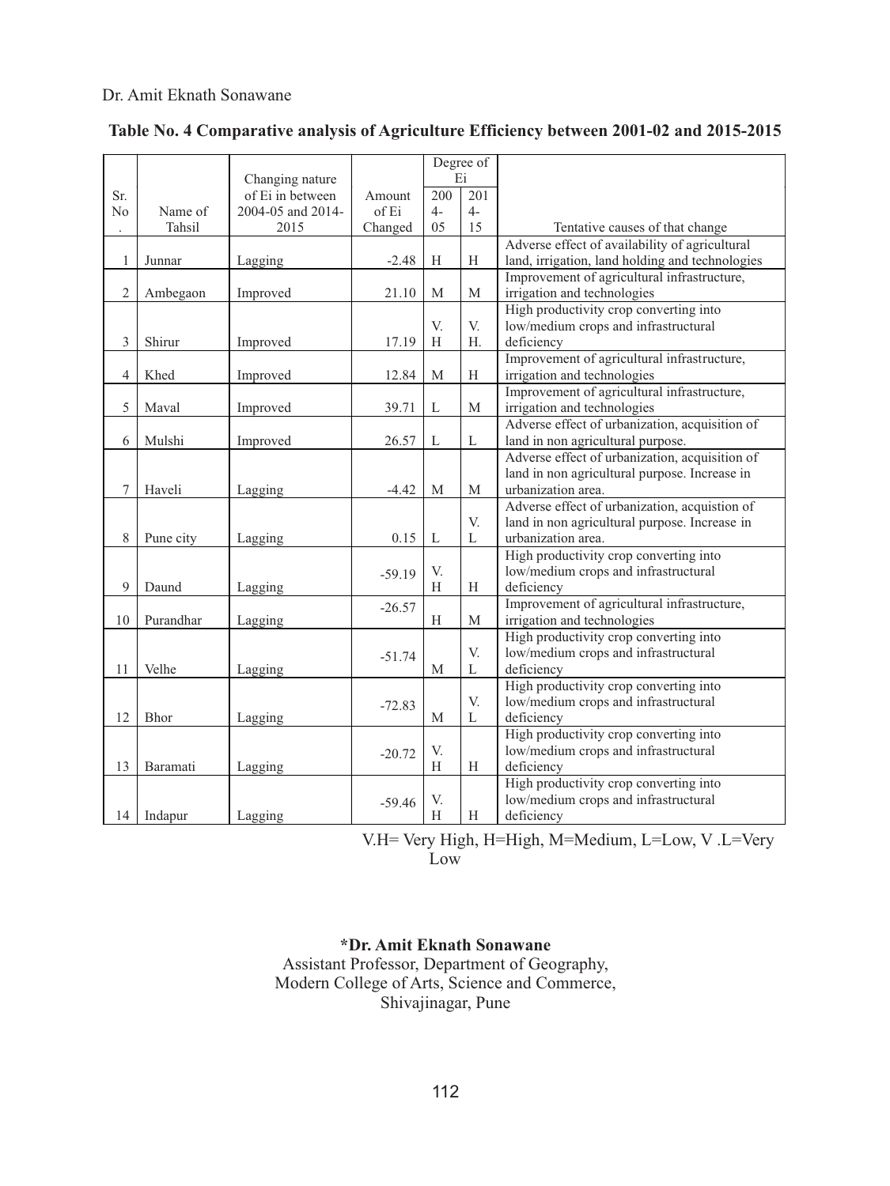**Table No. 4 Comparative analysis of Agriculture Efficiency between 2001-02 and 2015-2015**

| Sr. No. | Name of Tahsil | Changing nature of Ei in between 2004-05 and 2014-2015 | Amount of Ei Changed | Degree of Ei | | Tentative causes of that change |
|---|---|---|---|---|---|---|
| | | | | 2004-05 | 2014-15 | |
| 1 | Junnar | Lagging | -2.48 | H | H | Adverse effect of availability of agricultural land, irrigation, land holding and technologies |
| 2 | Ambegaon | Improved | 21.10 | M | M | Improvement of agricultural infrastructure, irrigation and technologies |
| 3 | Shirur | Improved | 17.19 | V. H | V. H. | High productivity crop converting into low/medium crops and infrastructural deficiency |
| 4 | Khed | Improved | 12.84 | M | H | Improvement of agricultural infrastructure, irrigation and technologies |
| 5 | Maval | Improved | 39.71 | L | M | Improvement of agricultural infrastructure, irrigation and technologies |
| 6 | Mulshi | Improved | 26.57 | L | L | Adverse effect of urbanization, acquisition of land in non agricultural purpose. |
| 7 | Haveli | Lagging | -4.42 | M | M | Adverse effect of urbanization, acquisition of land in non agricultural purpose. Increase in urbanization area. |
| 8 | Pune city | Lagging | 0.15 | L | V. L | Adverse effect of urbanization, acqusition of land in non agricultural purpose. Increase in urbanization area. |
| 9 | Daund | Lagging | -59.19 | V. H | H | High productivity crop converting into low/medium crops and infrastructural deficiency |
| 10 | Purandhar | Lagging | -26.57 | H | M | Improvement of agricultural infrastructure, irrigation and technologies |
| 11 | Velhe | Lagging | -51.74 | M | V. L | High productivity crop converting into low/medium crops and infrastructural deficiency |
| 12 | Bhor | Lagging | -72.83 | M | V. L | High productivity crop converting into low/medium crops and infrastructural deficiency |
| 13 | Baramati | Lagging | -20.72 | V. H | H | High productivity crop converting into low/medium crops and infrastructural deficiency |
| 14 | Indapur | Lagging | -59.46 | V. H | H | High productivity crop converting into low/medium crops and infrastructural deficiency |

V.H= Very High, H=High, M=Medium, L=Low, V .L=Very Low

**\*Dr. Amit Eknath Sonawane**
Assistant Professor, Department of Geography,
Modern College of Arts, Science and Commerce,
Shivajinagar, Pune